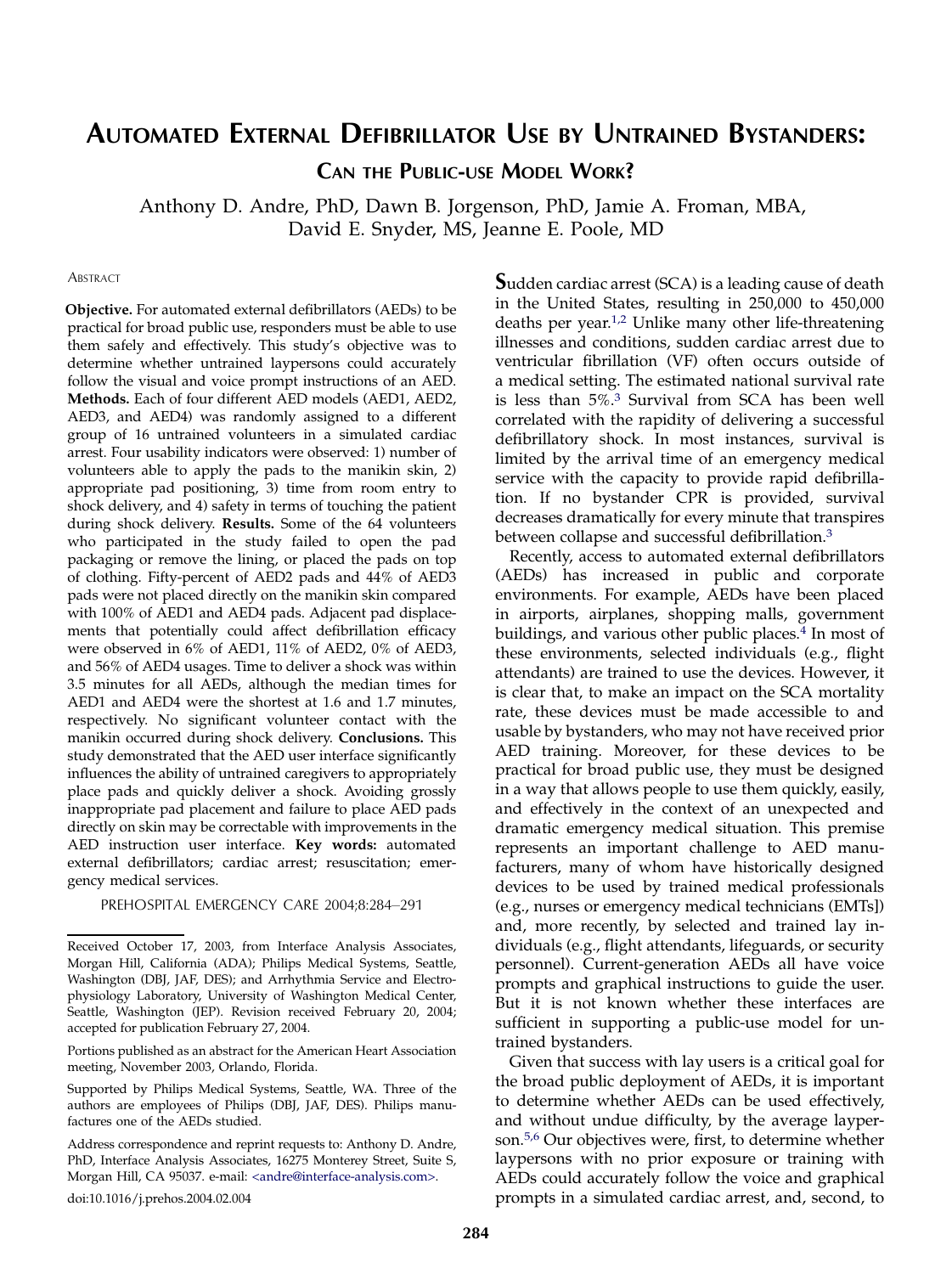# Automated External Defibrillator Use by Untrained Bystanders:

## Can the Public-use Model Work?

Anthony D. Andre, PhD, Dawn B. Jorgenson, PhD, Jamie A. Froman, MBA, David E. Snyder, MS, Jeanne E. Poole, MD

### Abstract

**Objective.** For automated external defibrillators (AEDs) to be practical for broad public use, responders must be able to use them safely and effectively. This study's objective was to determine whether untrained laypersons could accurately follow the visual and voice prompt instructions of an AED. **Methods.** Each of four different AED models (AED1, AED2, AED3, and AED4) was randomly assigned to a different group of 16 untrained volunteers in a simulated cardiac arrest. Four usability indicators were observed: 1) number of volunteers able to apply the pads to the manikin skin, 2) appropriate pad positioning, 3) time from room entry to shock delivery, and 4) safety in terms of touching the patient during shock delivery. **Results.** Some of the 64 volunteers who participated in the study failed to open the pad packaging or remove the lining, or placed the pads on top of clothing. Fifty-percent of AED2 pads and 44% of AED3 pads were not placed directly on the manikin skin compared with 100% of AED1 and AED4 pads. Adjacent pad displacements that potentially could affect defibrillation efficacy were observed in 6% of AED1, 11% of AED2, 0% of AED3, and 56% of AED4 usages. Time to deliver a shock was within 3.5 minutes for all AEDs, although the median times for AED1 and AED4 were the shortest at 1.6 and 1.7 minutes, respectively. No significant volunteer contact with the manikin occurred during shock delivery. **Conclusions.** This study demonstrated that the AED user interface significantly influences the ability of untrained caregivers to appropriately place pads and quickly deliver a shock. Avoiding grossly inappropriate pad placement and failure to place AED pads directly on skin may be correctable with improvements in the AED instruction user interface. **Key words:** automated external defibrillators; cardiac arrest; resuscitation; emergency medical services.

PREHOSPITAL EMERGENCY CARE 2004;8:284–291

Received October 17, 2003, from Interface Analysis Associates, Morgan Hill, California (ADA); Philips Medical Systems, Seattle, Washington (DBJ, JAF, DES); and Arrhythmia Service and Electrophysiology Laboratory, University of Washington Medical Center, Seattle, Washington (JEP). Revision received February 20, 2004; accepted for publication February 27, 2004.

Portions published as an abstract for the American Heart Association meeting, November 2003, Orlando, Florida.

Supported by Philips Medical Systems, Seattle, WA. Three of the authors are employees of Philips (DBJ, JAF, DES). Philips manufactures one of the AEDs studied.

Address correspondence and reprint requests to: Anthony D. Andre, PhD, Interface Analysis Associates, 16275 Monterey Street, Suite S, Morgan Hill, CA 95037. e-mail: <andre@interface-analysis.com>.

doi:10.1016/j.prehos.2004.02.004

Sudden cardiac arrest (SCA) is a leading cause of death in the United States, resulting in 250,000 to 450,000 deaths per year.[1,2] Unlike many other life-threatening illnesses and conditions, sudden cardiac arrest due to ventricular fibrillation (VF) often occurs outside of a medical setting. The estimated national survival rate is less than 5%.[3] Survival from SCA has been well correlated with the rapidity of delivering a successful defibrillatory shock. In most instances, survival is limited by the arrival time of an emergency medical service with the capacity to provide rapid defibrillation. If no bystander CPR is provided, survival decreases dramatically for every minute that transpires between collapse and successful defibrillation.[3]

Recently, access to automated external defibrillators (AEDs) has increased in public and corporate environments. For example, AEDs have been placed in airports, airplanes, shopping malls, government buildings, and various other public places.[4] In most of these environments, selected individuals (e.g., flight attendants) are trained to use the devices. However, it is clear that, to make an impact on the SCA mortality rate, these devices must be made accessible to and usable by bystanders, who may not have received prior AED training. Moreover, for these devices to be practical for broad public use, they must be designed in a way that allows people to use them quickly, easily, and effectively in the context of an unexpected and dramatic emergency medical situation. This premise represents an important challenge to AED manufacturers, many of whom have historically designed devices to be used by trained medical professionals (e.g., nurses or emergency medical technicians (EMTs]) and, more recently, by selected and trained lay individuals (e.g., flight attendants, lifeguards, or security personnel). Current-generation AEDs all have voice prompts and graphical instructions to guide the user. But it is not known whether these interfaces are sufficient in supporting a public-use model for untrained bystanders.

Given that success with lay users is a critical goal for the broad public deployment of AEDs, it is important to determine whether AEDs can be used effectively, and without undue difficulty, by the average layperson.[5,6] Our objectives were, first, to determine whether laypersons with no prior exposure or training with AEDs could accurately follow the voice and graphical prompts in a simulated cardiac arrest, and, second, to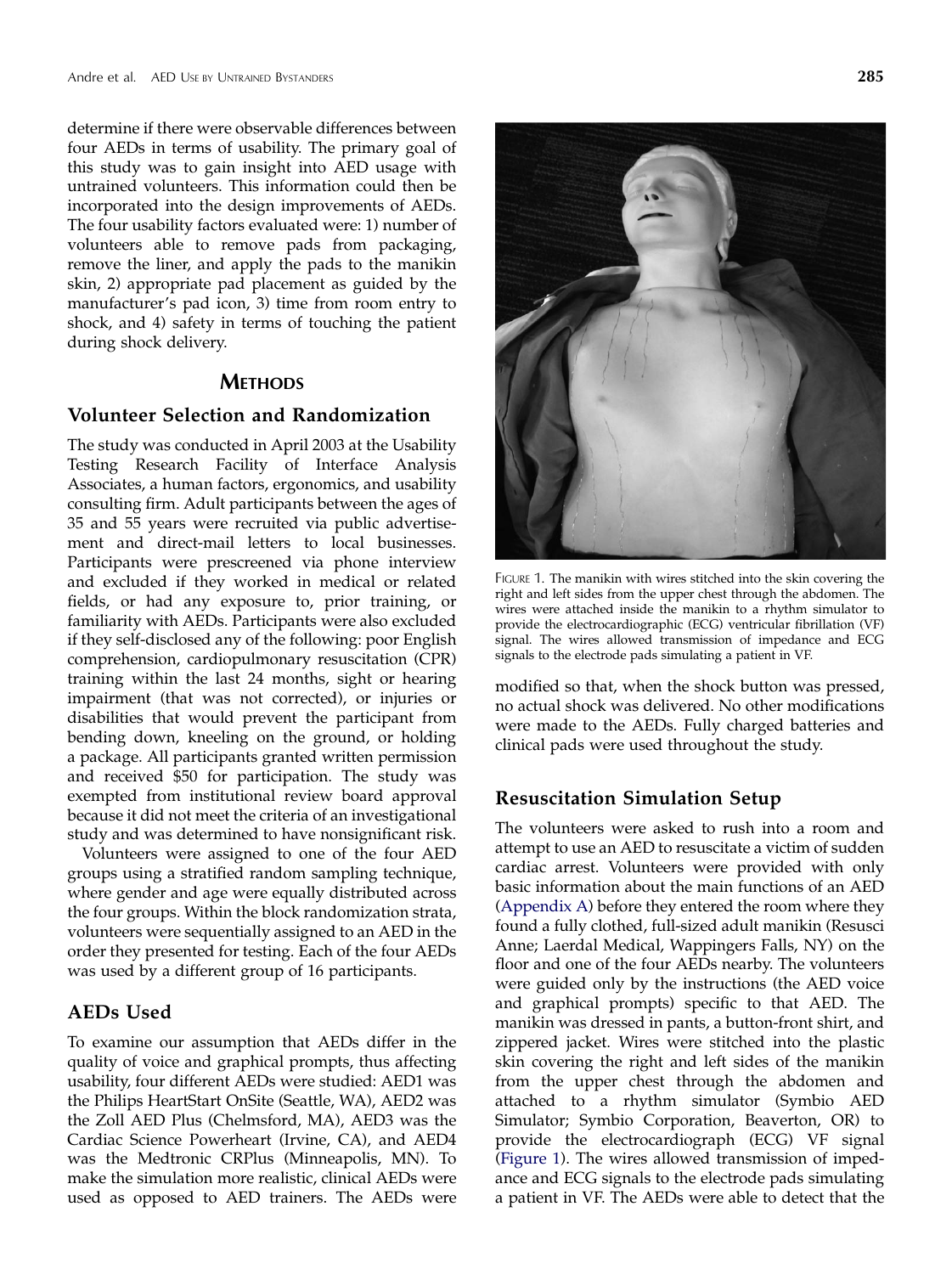determine if there were observable differences between four AEDs in terms of usability. The primary goal of this study was to gain insight into AED usage with untrained volunteers. This information could then be incorporated into the design improvements of AEDs. The four usability factors evaluated were: 1) number of volunteers able to remove pads from packaging, remove the liner, and apply the pads to the manikin skin, 2) appropriate pad placement as guided by the manufacturer's pad icon, 3) time from room entry to shock, and 4) safety in terms of touching the patient during shock delivery.

## METHODS

### Volunteer Selection and Randomization

The study was conducted in April 2003 at the Usability Testing Research Facility of Interface Analysis Associates, a human factors, ergonomics, and usability consulting firm. Adult participants between the ages of 35 and 55 years were recruited via public advertisement and direct-mail letters to local businesses. Participants were prescreened via phone interview and excluded if they worked in medical or related fields, or had any exposure to, prior training, or familiarity with AEDs. Participants were also excluded if they self-disclosed any of the following: poor English comprehension, cardiopulmonary resuscitation (CPR) training within the last 24 months, sight or hearing impairment (that was not corrected), or injuries or disabilities that would prevent the participant from bending down, kneeling on the ground, or holding a package. All participants granted written permission and received $50 for participation. The study was exempted from institutional review board approval because it did not meet the criteria of an investigational study and was determined to have nonsignificant risk.

Volunteers were assigned to one of the four AED groups using a stratified random sampling technique, where gender and age were equally distributed across the four groups. Within the block randomization strata, volunteers were sequentially assigned to an AED in the order they presented for testing. Each of the four AEDs was used by a different group of 16 participants.

### AEDs Used

To examine our assumption that AEDs differ in the quality of voice and graphical prompts, thus affecting usability, four different AEDs were studied: AED1 was the Philips HeartStart OnSite (Seattle, WA), AED2 was the Zoll AED Plus (Chelmsford, MA), AED3 was the Cardiac Science Powerheart (Irvine, CA), and AED4 was the Medtronic CRPlus (Minneapolis, MN). To make the simulation more realistic, clinical AEDs were used as opposed to AED trainers. The AEDs were modified so that, when the shock button was pressed, no actual shock was delivered. No other modifications were made to the AEDs. Fully charged batteries and clinical pads were used throughout the study.

FIGURE 1. The manikin with wires stitched into the skin covering the right and left sides from the upper chest through the abdomen. The wires were attached inside the manikin to a rhythm simulator to provide the electrocardiographic (ECG) ventricular fibrillation (VF) signal. The wires allowed transmission of impedance and ECG signals to the electrode pads simulating a patient in VF.

### Resuscitation Simulation Setup

The volunteers were asked to rush into a room and attempt to use an AED to resuscitate a victim of sudden cardiac arrest. Volunteers were provided with only basic information about the main functions of an AED (Appendix A) before they entered the room where they found a fully clothed, full-sized adult manikin (Resusci Anne; Laerdal Medical, Wappingers Falls, NY) on the floor and one of the four AEDs nearby. The volunteers were guided only by the instructions (the AED voice and graphical prompts) specific to that AED. The manikin was dressed in pants, a button-front shirt, and zippered jacket. Wires were stitched into the plastic skin covering the right and left sides of the manikin from the upper chest through the abdomen and attached to a rhythm simulator (Symbio AED Simulator; Symbio Corporation, Beaverton, OR) to provide the electrocardiograph (ECG) VF signal (Figure 1). The wires allowed transmission of impedance and ECG signals to the electrode pads simulating a patient in VF. The AEDs were able to detect that the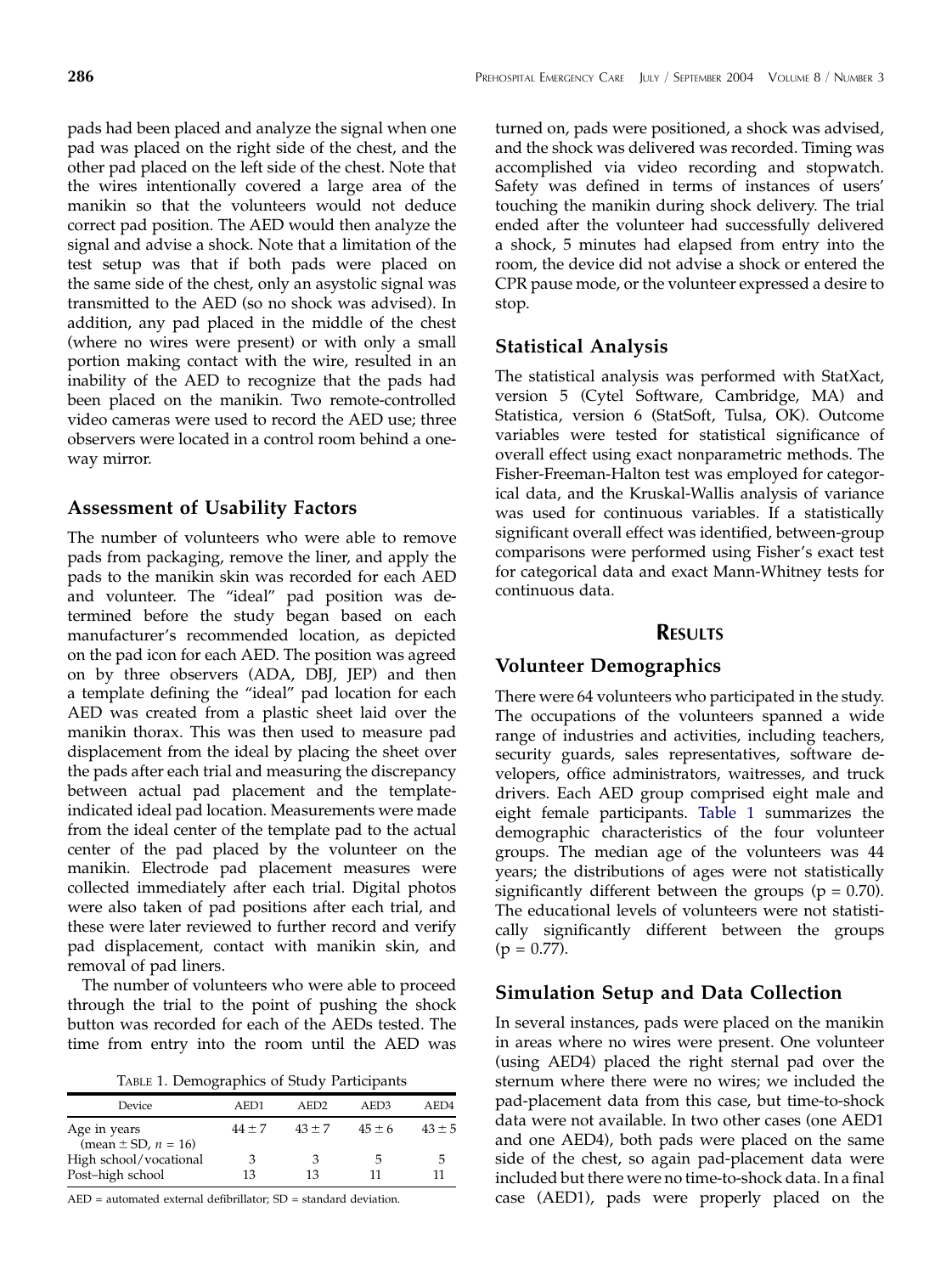pads had been placed and analyze the signal when one pad was placed on the right side of the chest, and the other pad placed on the left side of the chest. Note that the wires intentionally covered a large area of the manikin so that the volunteers would not deduce correct pad position. The AED would then analyze the signal and advise a shock. Note that a limitation of the test setup was that if both pads were placed on the same side of the chest, only an asystolic signal was transmitted to the AED (so no shock was advised). In addition, any pad placed in the middle of the chest (where no wires were present) or with only a small portion making contact with the wire, resulted in an inability of the AED to recognize that the pads had been placed on the manikin. Two remote-controlled video cameras were used to record the AED use; three observers were located in a control room behind a one-way mirror.

## Assessment of Usability Factors

The number of volunteers who were able to remove pads from packaging, remove the liner, and apply the pads to the manikin skin was recorded for each AED and volunteer. The "ideal" pad position was determined before the study began based on each manufacturer's recommended location, as depicted on the pad icon for each AED. The position was agreed on by three observers (ADA, DBJ, JEP) and then a template defining the "ideal" pad location for each AED was created from a plastic sheet laid over the manikin thorax. This was then used to measure pad displacement from the ideal by placing the sheet over the pads after each trial and measuring the discrepancy between actual pad placement and the template-indicated ideal pad location. Measurements were made from the ideal center of the template pad to the actual center of the pad placed by the volunteer on the manikin. Electrode pad placement measures were collected immediately after each trial. Digital photos were also taken of pad positions after each trial, and these were later reviewed to further record and verify pad displacement, contact with manikin skin, and removal of pad liners.

The number of volunteers who were able to proceed through the trial to the point of pushing the shock button was recorded for each of the AEDs tested. The time from entry into the room until the AED was turned on, pads were positioned, a shock was advised, and the shock was delivered was recorded. Timing was accomplished via video recording and stopwatch. Safety was defined in terms of instances of users' touching the manikin during shock delivery. The trial ended after the volunteer had successfully delivered a shock, 5 minutes had elapsed from entry into the room, the device did not advise a shock or entered the CPR pause mode, or the volunteer expressed a desire to stop.

Table 1. Demographics of Study Participants

| Device | AED1 | AED2 | AED3 | AED4 |
|---|---|---|---|---|
| Age in years (mean ± SD, $n = 16$) | 44 ± 7 | 43 ± 7 | 45 ± 6 | 43 ± 5 |
| High school/vocational | 3 | 3 | 5 | 5 |
| Post–high school | 13 | 13 | 11 | 11 |

AED = automated external defibrillator; SD = standard deviation.

## Statistical Analysis

The statistical analysis was performed with StatXact, version 5 (Cytel Software, Cambridge, MA) and Statistica, version 6 (StatSoft, Tulsa, OK). Outcome variables were tested for statistical significance of overall effect using exact nonparametric methods. The Fisher-Freeman-Halton test was employed for categorical data, and the Kruskal-Wallis analysis of variance was used for continuous variables. If a statistically significant overall effect was identified, between-group comparisons were performed using Fisher's exact test for categorical data and exact Mann-Whitney tests for continuous data.

# Results

## Volunteer Demographics

There were 64 volunteers who participated in the study. The occupations of the volunteers spanned a wide range of industries and activities, including teachers, security guards, sales representatives, software developers, office administrators, waitresses, and truck drivers. Each AED group comprised eight male and eight female participants. Table 1 summarizes the demographic characteristics of the four volunteer groups. The median age of the volunteers was 44 years; the distributions of ages were not statistically significantly different between the groups ($p = 0.70$). The educational levels of volunteers were not statistically significantly different between the groups ($p = 0.77$).

## Simulation Setup and Data Collection

In several instances, pads were placed on the manikin in areas where no wires were present. One volunteer (using AED4) placed the right sternal pad over the sternum where there were no wires; we included the pad-placement data from this case, but time-to-shock data were not available. In two other cases (one AED1 and one AED4), both pads were placed on the same side of the chest, so again pad-placement data were included but there were no time-to-shock data. In a final case (AED1), pads were properly placed on the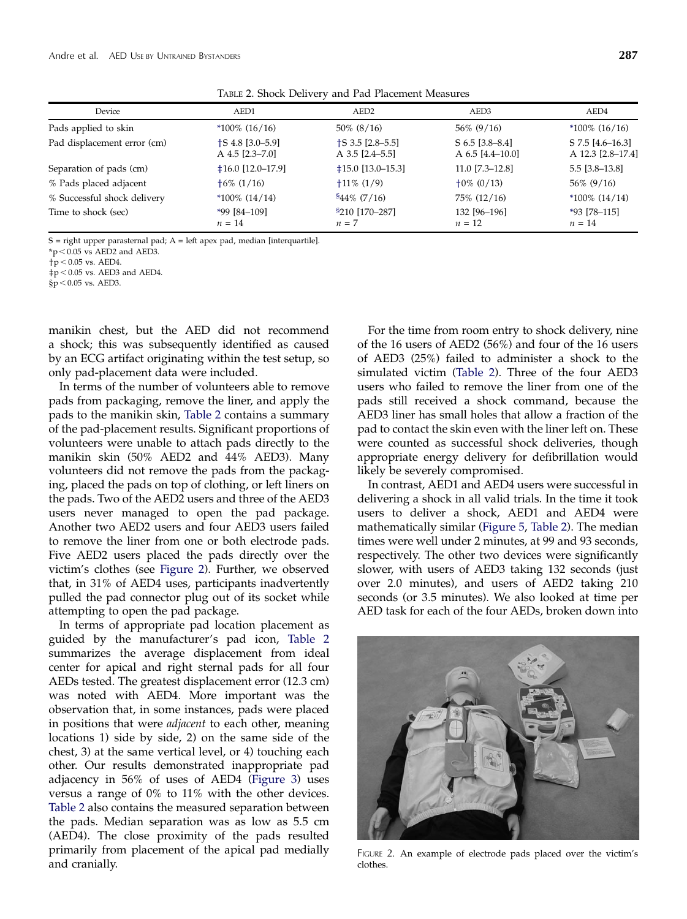TABLE 2. Shock Delivery and Pad Placement Measures

| Device | AED1 | AED2 | AED3 | AED4 |
|---|---|---|---|---|
| Pads applied to skin | *100% (16/16) | 50% (8/16) | 56% (9/16) | *100% (16/16) |
| Pad displacement error (cm) | †S 4.8 [3.0–5.9] A 4.5 [2.3–7.0] | †S 3.5 [2.8–5.5] A 3.5 [2.4–5.5] | S 6.5 [3.8–8.4] A 6.5 [4.4–10.0] | S 7.5 [4.6–16.3] A 12.3 [2.8–17.4] |
| Separation of pads (cm) | ‡16.0 [12.0–17.9] | ‡15.0 [13.0–15.3] | 11.0 [7.3–12.8] | 5.5 [3.8–13.8] |
| % Pads placed adjacent | †6% (1/16) | †11% (1/9) | †0% (0/13) | 56% (9/16) |
| % Successful shock delivery | *100% (14/14) | §44% (7/16) | 75% (12/16) | *100% (14/14) |
| Time to shock (sec) | *99 [84–109] $n = 14$ | §210 [170–287] $n = 7$ | 132 [96–196] $n = 12$ | *93 [78–115] $n = 14$ |

S = right upper parasternal pad; A = left apex pad, median [interquartile].
*$p < 0.05$ vs AED2 and AED3.
†$p < 0.05$ vs. AED4.
‡$p < 0.05$ vs. AED3 and AED4.
§$p < 0.05$ vs. AED3.

manikin chest, but the AED did not recommend a shock; this was subsequently identified as caused by an ECG artifact originating within the test setup, so only pad-placement data were included.

In terms of the number of volunteers able to remove pads from packaging, remove the liner, and apply the pads to the manikin skin, Table 2 contains a summary of the pad-placement results. Significant proportions of volunteers were unable to attach pads directly to the manikin skin (50% AED2 and 44% AED3). Many volunteers did not remove the pads from the packaging, placed the pads on top of clothing, or left liners on the pads. Two of the AED2 users and three of the AED3 users never managed to open the pad package. Another two AED2 users and four AED3 users failed to remove the liner from one or both electrode pads. Five AED2 users placed the pads directly over the victim's clothes (see Figure 2). Further, we observed that, in 31% of AED4 uses, participants inadvertently pulled the pad connector plug out of its socket while attempting to open the pad package.

In terms of appropriate pad location placement as guided by the manufacturer's pad icon, Table 2 summarizes the average displacement from ideal center for apical and right sternal pads for all four AEDs tested. The greatest displacement error (12.3 cm) was noted with AED4. More important was the observation that, in some instances, pads were placed in positions that were *adjacent* to each other, meaning locations 1) side by side, 2) on the same side of the chest, 3) at the same vertical level, or 4) touching each other. Our results demonstrated inappropriate pad adjacency in 56% of uses of AED4 (Figure 3) uses versus a range of 0% to 11% with the other devices. Table 2 also contains the measured separation between the pads. Median separation was as low as 5.5 cm (AED4). The close proximity of the pads resulted primarily from placement of the apical pad medially and cranially.

For the time from room entry to shock delivery, nine of the 16 users of AED2 (56%) and four of the 16 users of AED3 (25%) failed to administer a shock to the simulated victim (Table 2). Three of the four AED3 users who failed to remove the liner from one of the pads still received a shock command, because the AED3 liner has small holes that allow a fraction of the pad to contact the skin even with the liner left on. These were counted as successful shock deliveries, though appropriate energy delivery for defibrillation would likely be severely compromised.

In contrast, AED1 and AED4 users were successful in delivering a shock in all valid trials. In the time it took users to deliver a shock, AED1 and AED4 were mathematically similar (Figure 5, Table 2). The median times were well under 2 minutes, at 99 and 93 seconds, respectively. The other two devices were significantly slower, with users of AED3 taking 132 seconds (just over 2.0 minutes), and users of AED2 taking 210 seconds (or 3.5 minutes). We also looked at time per AED task for each of the four AEDs, broken down into

FIGURE 2. An example of electrode pads placed over the victim's clothes.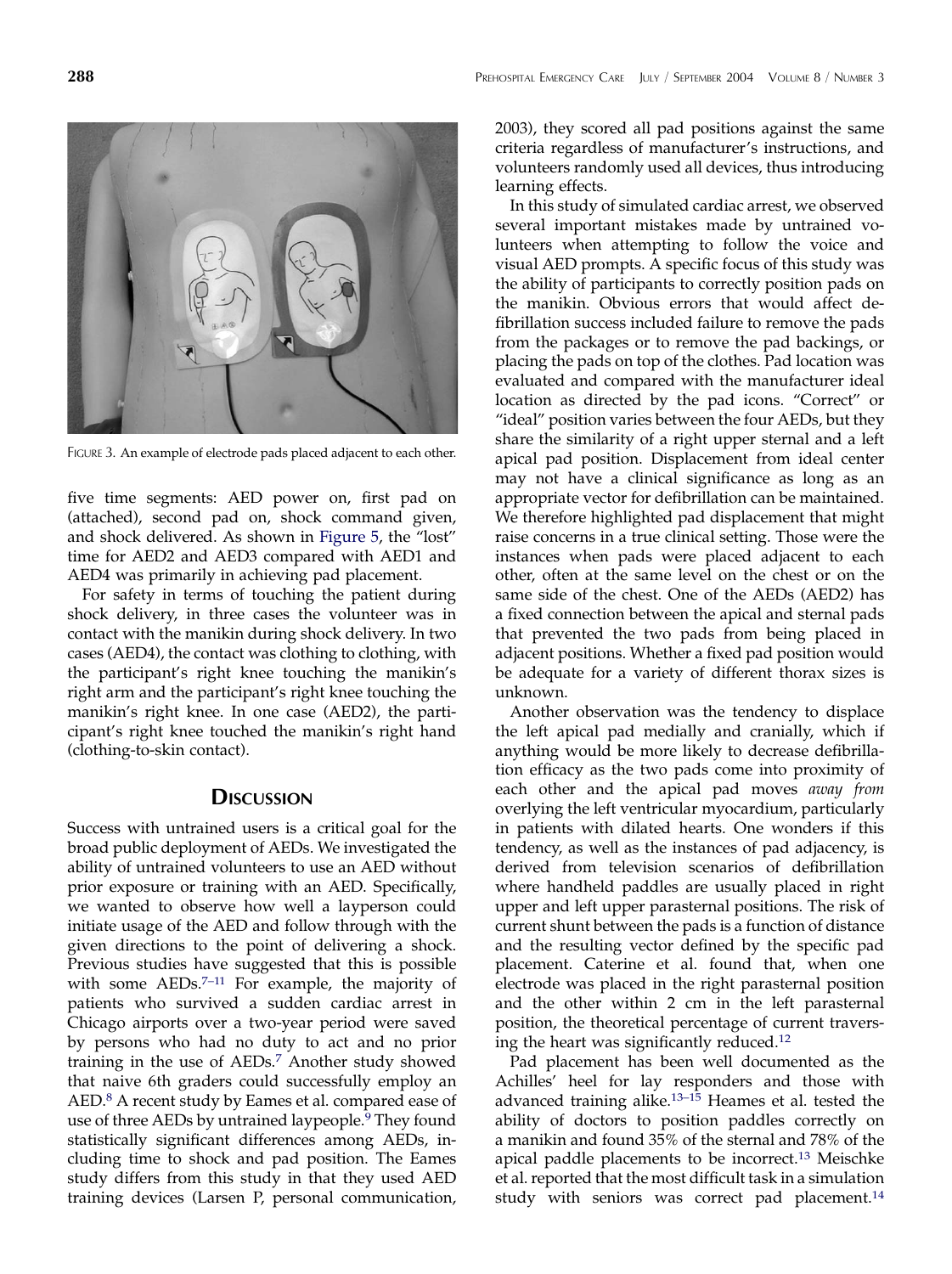FIGURE 3. An example of electrode pads placed adjacent to each other.

five time segments: AED power on, first pad on (attached), second pad on, shock command given, and shock delivered. As shown in Figure 5, the "lost" time for AED2 and AED3 compared with AED1 and AED4 was primarily in achieving pad placement.

For safety in terms of touching the patient during shock delivery, in three cases the volunteer was in contact with the manikin during shock delivery. In two cases (AED4), the contact was clothing to clothing, with the participant's right knee touching the manikin's right arm and the participant's right knee touching the manikin's right knee. In one case (AED2), the participant's right knee touched the manikin's right hand (clothing-to-skin contact).

## Discussion

Success with untrained users is a critical goal for the broad public deployment of AEDs. We investigated the ability of untrained volunteers to use an AED without prior exposure or training with an AED. Specifically, we wanted to observe how well a layperson could initiate usage of the AED and follow through with the given directions to the point of delivering a shock. Previous studies have suggested that this is possible with some AEDs.[7–11] For example, the majority of patients who survived a sudden cardiac arrest in Chicago airports over a two-year period were saved by persons who had no duty to act and no prior training in the use of AEDs.[7] Another study showed that naive 6th graders could successfully employ an AED.[8] A recent study by Eames et al. compared ease of use of three AEDs by untrained laypeople.[9] They found statistically significant differences among AEDs, including time to shock and pad position. The Eames study differs from this study in that they used AED training devices (Larsen P, personal communication, 2003), they scored all pad positions against the same criteria regardless of manufacturer's instructions, and volunteers randomly used all devices, thus introducing learning effects.

In this study of simulated cardiac arrest, we observed several important mistakes made by untrained volunteers when attempting to follow the voice and visual AED prompts. A specific focus of this study was the ability of participants to correctly position pads on the manikin. Obvious errors that would affect defibrillation success included failure to remove the pads from the packages or to remove the pad backings, or placing the pads on top of the clothes. Pad location was evaluated and compared with the manufacturer ideal location as directed by the pad icons. "Correct" or "ideal" position varies between the four AEDs, but they share the similarity of a right upper sternal and a left apical pad position. Displacement from ideal center may not have a clinical significance as long as an appropriate vector for defibrillation can be maintained. We therefore highlighted pad displacement that might raise concerns in a true clinical setting. Those were the instances when pads were placed adjacent to each other, often at the same level on the chest or on the same side of the chest. One of the AEDs (AED2) has a fixed connection between the apical and sternal pads that prevented the two pads from being placed in adjacent positions. Whether a fixed pad position would be adequate for a variety of different thorax sizes is unknown.

Another observation was the tendency to displace the left apical pad medially and cranially, which if anything would be more likely to decrease defibrillation efficacy as the two pads come into proximity of each other and the apical pad moves *away from* overlying the left ventricular myocardium, particularly in patients with dilated hearts. One wonders if this tendency, as well as the instances of pad adjacency, is derived from television scenarios of defibrillation where handheld paddles are usually placed in right upper and left upper parasternal positions. The risk of current shunt between the pads is a function of distance and the resulting vector defined by the specific pad placement. Caterine et al. found that, when one electrode was placed in the right parasternal position and the other within 2 cm in the left parasternal position, the theoretical percentage of current traversing the heart was significantly reduced.[12]

Pad placement has been well documented as the Achilles' heel for lay responders and those with advanced training alike.[13–15] Heames et al. tested the ability of doctors to position paddles correctly on a manikin and found 35% of the sternal and 78% of the apical paddle placements to be incorrect.[13] Meischke et al. reported that the most difficult task in a simulation study with seniors was correct pad placement.[14]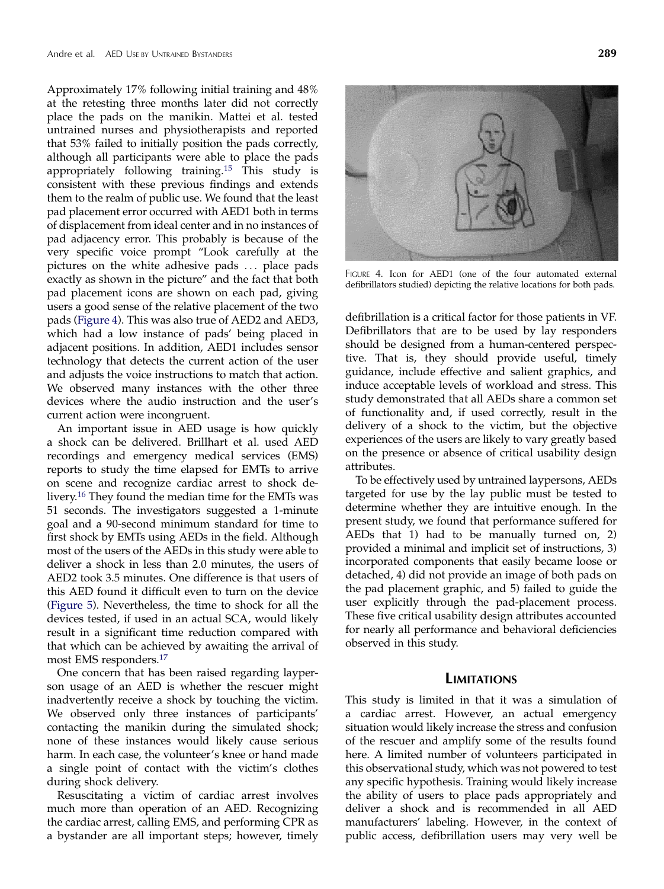Approximately 17% following initial training and 48% at the retesting three months later did not correctly place the pads on the manikin. Mattei et al. tested untrained nurses and physiotherapists and reported that 53% failed to initially position the pads correctly, although all participants were able to place the pads appropriately following training.[15] This study is consistent with these previous findings and extends them to the realm of public use. We found that the least pad placement error occurred with AED1 both in terms of displacement from ideal center and in no instances of pad adjacency error. This probably is because of the very specific voice prompt "Look carefully at the pictures on the white adhesive pads ... place pads exactly as shown in the picture" and the fact that both pad placement icons are shown on each pad, giving users a good sense of the relative placement of the two pads (Figure 4). This was also true of AED2 and AED3, which had a low instance of pads' being placed in adjacent positions. In addition, AED1 includes sensor technology that detects the current action of the user and adjusts the voice instructions to match that action. We observed many instances with the other three devices where the audio instruction and the user's current action were incongruent.

An important issue in AED usage is how quickly a shock can be delivered. Brillhart et al. used AED recordings and emergency medical services (EMS) reports to study the time elapsed for EMTs to arrive on scene and recognize cardiac arrest to shock delivery.[16] They found the median time for the EMTs was 51 seconds. The investigators suggested a 1-minute goal and a 90-second minimum standard for time to first shock by EMTs using AEDs in the field. Although most of the users of the AEDs in this study were able to deliver a shock in less than 2.0 minutes, the users of AED2 took 3.5 minutes. One difference is that users of this AED found it difficult even to turn on the device (Figure 5). Nevertheless, the time to shock for all the devices tested, if used in an actual SCA, would likely result in a significant time reduction compared with that which can be achieved by awaiting the arrival of most EMS responders.[17]

One concern that has been raised regarding layperson usage of an AED is whether the rescuer might inadvertently receive a shock by touching the victim. We observed only three instances of participants' contacting the manikin during the simulated shock; none of these instances would likely cause serious harm. In each case, the volunteer's knee or hand made a single point of contact with the victim's clothes during shock delivery.

Resuscitating a victim of cardiac arrest involves much more than operation of an AED. Recognizing the cardiac arrest, calling EMS, and performing CPR as a bystander are all important steps; however, timely defibrillation is a critical factor for those patients in VF. Defibrillators that are to be used by lay responders should be designed from a human-centered perspective. That is, they should provide useful, timely guidance, include effective and salient graphics, and induce acceptable levels of workload and stress. This study demonstrated that all AEDs share a common set of functionality and, if used correctly, result in the delivery of a shock to the victim, but the objective experiences of the users are likely to vary greatly based on the presence or absence of critical usability design attributes.

FIGURE 4. Icon for AED1 (one of the four automated external defibrillators studied) depicting the relative locations for both pads.

To be effectively used by untrained laypersons, AEDs targeted for use by the lay public must be tested to determine whether they are intuitive enough. In the present study, we found that performance suffered for AEDs that 1) had to be manually turned on, 2) provided a minimal and implicit set of instructions, 3) incorporated components that easily became loose or detached, 4) did not provide an image of both pads on the pad placement graphic, and 5) failed to guide the user explicitly through the pad-placement process. These five critical usability design attributes accounted for nearly all performance and behavioral deficiencies observed in this study.

## LIMITATIONS

This study is limited in that it was a simulation of a cardiac arrest. However, an actual emergency situation would likely increase the stress and confusion of the rescuer and amplify some of the results found here. A limited number of volunteers participated in this observational study, which was not powered to test any specific hypothesis. Training would likely increase the ability of users to place pads appropriately and deliver a shock and is recommended in all AED manufacturers' labeling. However, in the context of public access, defibrillation users may very well be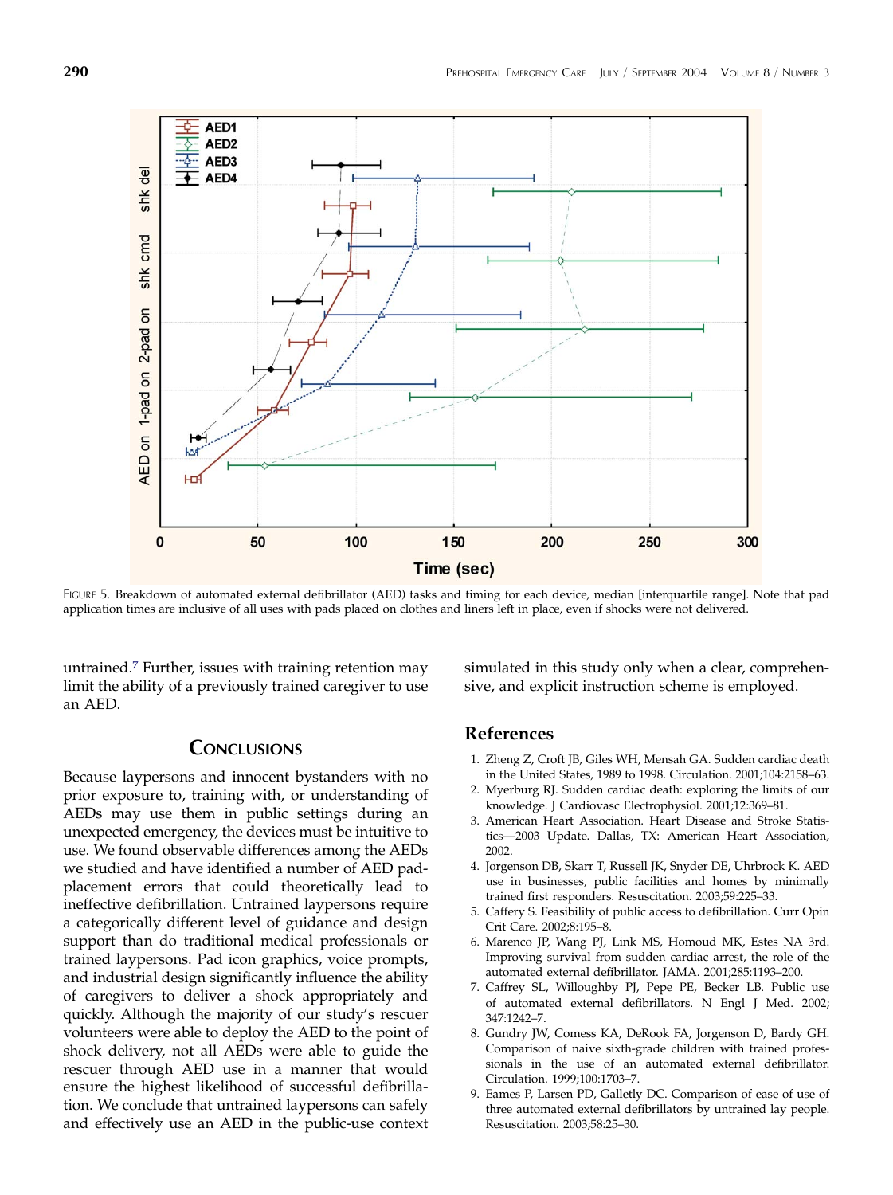FIGURE 5. Breakdown of automated external defibrillator (AED) tasks and timing for each device, median [interquartile range]. Note that pad application times are inclusive of all uses with pads placed on clothes and liners left in place, even if shocks were not delivered.

untrained.[7] Further, issues with training retention may limit the ability of a previously trained caregiver to use an AED.

## CONCLUSIONS

Because laypersons and innocent bystanders with no prior exposure to, training with, or understanding of AEDs may use them in public settings during an unexpected emergency, the devices must be intuitive to use. We found observable differences among the AEDs we studied and have identified a number of AED pad-placement errors that could theoretically lead to ineffective defibrillation. Untrained laypersons require a categorically different level of guidance and design support than do traditional medical professionals or trained laypersons. Pad icon graphics, voice prompts, and industrial design significantly influence the ability of caregivers to deliver a shock appropriately and quickly. Although the majority of our study's rescuer volunteers were able to deploy the AED to the point of shock delivery, not all AEDs were able to guide the rescuer through AED use in a manner that would ensure the highest likelihood of successful defibrillation. We conclude that untrained laypersons can safely and effectively use an AED in the public-use context simulated in this study only when a clear, comprehensive, and explicit instruction scheme is employed.

## References

1. Zheng Z, Croft JB, Giles WH, Mensah GA. Sudden cardiac death in the United States, 1989 to 1998. Circulation. 2001;104:2158–63.
2. Myerburg RJ. Sudden cardiac death: exploring the limits of our knowledge. J Cardiovasc Electrophysiol. 2001;12:369–81.
3. American Heart Association. Heart Disease and Stroke Statistics—2003 Update. Dallas, TX: American Heart Association, 2002.
4. Jorgenson DB, Skarr T, Russell JK, Snyder DE, Uhrbrock K. AED use in businesses, public facilities and homes by minimally trained first responders. Resuscitation. 2003;59:225–33.
5. Caffery S. Feasibility of public access to defibrillation. Curr Opin Crit Care. 2002;8:195–8.
6. Marenco JP, Wang PJ, Link MS, Homoud MK, Estes NA 3rd. Improving survival from sudden cardiac arrest, the role of the automated external defibrillator. JAMA. 2001;285:1193–200.
7. Caffrey SL, Willoughby PJ, Pepe PE, Becker LB. Public use of automated external defibrillators. N Engl J Med. 2002; 347:1242–7.
8. Gundry JW, Comess KA, DeRook FA, Jorgenson D, Bardy GH. Comparison of naive sixth-grade children with trained professionals in the use of an automated external defibrillator. Circulation. 1999;100:1703–7.
9. Eames P, Larsen PD, Galletly DC. Comparison of ease of use of three automated external defibrillators by untrained lay people. Resuscitation. 2003;58:25–30.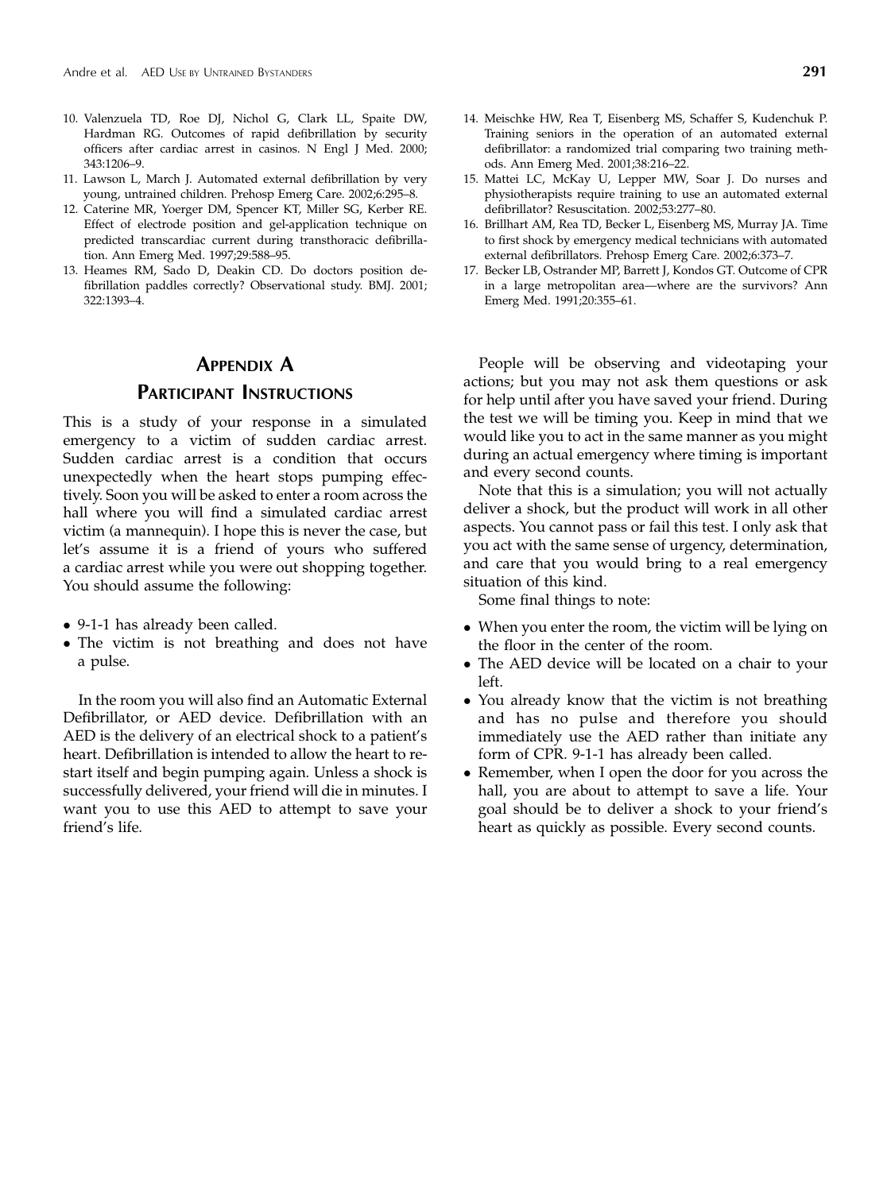10. Valenzuela TD, Roe DJ, Nichol G, Clark LL, Spaite DW, Hardman RG. Outcomes of rapid defibrillation by security officers after cardiac arrest in casinos. N Engl J Med. 2000; 343:1206–9.
11. Lawson L, March J. Automated external defibrillation by very young, untrained children. Prehosp Emerg Care. 2002;6:295–8.
12. Caterine MR, Yoerger DM, Spencer KT, Miller SG, Kerber RE. Effect of electrode position and gel-application technique on predicted transcardiac current during transthoracic defibrillation. Ann Emerg Med. 1997;29:588–95.
13. Heames RM, Sado D, Deakin CD. Do doctors position defibrillation paddles correctly? Observational study. BMJ. 2001; 322:1393–4.
14. Meischke HW, Rea T, Eisenberg MS, Schaffer S, Kudenchuk P. Training seniors in the operation of an automated external defibrillator: a randomized trial comparing two training methods. Ann Emerg Med. 2001;38:216–22.
15. Mattei LC, McKay U, Lepper MW, Soar J. Do nurses and physiotherapists require training to use an automated external defibrillator? Resuscitation. 2002;53:277–80.
16. Brillhart AM, Rea TD, Becker L, Eisenberg MS, Murray JA. Time to first shock by emergency medical technicians with automated external defibrillators. Prehosp Emerg Care. 2002;6:373–7.
17. Becker LB, Ostrander MP, Barrett J, Kondos GT. Outcome of CPR in a large metropolitan area—where are the survivors? Ann Emerg Med. 1991;20:355–61.

## Appendix A

## Participant Instructions

This is a study of your response in a simulated emergency to a victim of sudden cardiac arrest. Sudden cardiac arrest is a condition that occurs unexpectedly when the heart stops pumping effectively. Soon you will be asked to enter a room across the hall where you will find a simulated cardiac arrest victim (a mannequin). I hope this is never the case, but let's assume it is a friend of yours who suffered a cardiac arrest while you were out shopping together. You should assume the following:

- 9-1-1 has already been called.
- The victim is not breathing and does not have a pulse.

In the room you will also find an Automatic External Defibrillator, or AED device. Defibrillation with an AED is the delivery of an electrical shock to a patient's heart. Defibrillation is intended to allow the heart to restart itself and begin pumping again. Unless a shock is successfully delivered, your friend will die in minutes. I want you to use this AED to attempt to save your friend's life.

People will be observing and videotaping your actions; but you may not ask them questions or ask for help until after you have saved your friend. During the test we will be timing you. Keep in mind that we would like you to act in the same manner as you might during an actual emergency where timing is important and every second counts.

Note that this is a simulation; you will not actually deliver a shock, but the product will work in all other aspects. You cannot pass or fail this test. I only ask that you act with the same sense of urgency, determination, and care that you would bring to a real emergency situation of this kind.

Some final things to note:

- When you enter the room, the victim will be lying on the floor in the center of the room.
- The AED device will be located on a chair to your left.
- You already know that the victim is not breathing and has no pulse and therefore you should immediately use the AED rather than initiate any form of CPR. 9-1-1 has already been called.
- Remember, when I open the door for you across the hall, you are about to attempt to save a life. Your goal should be to deliver a shock to your friend's heart as quickly as possible. Every second counts.